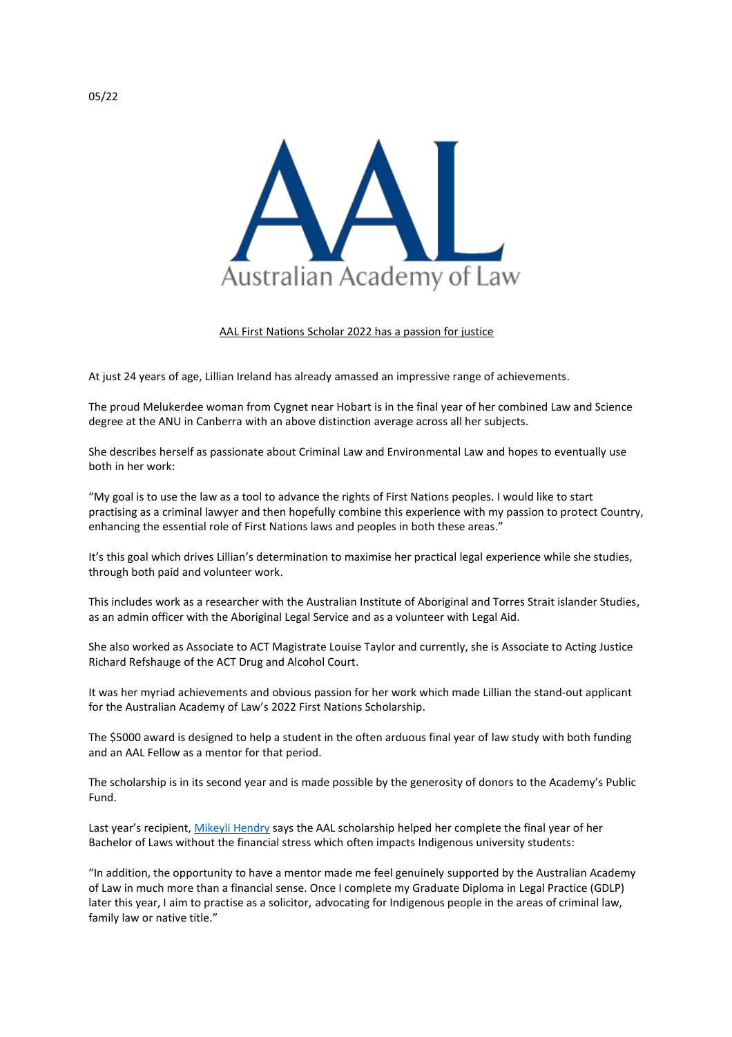05/22

Australian Academy of Law

## AAL First Nations Scholar 2022 has a passion for justice

At just 24 years of age, Lillian Ireland has already amassed an impressive range of achievements.

The proud Melukerdee woman from Cygnet near Hobart is in the final year of her combined Law and Science degree at the ANU in Canberra with an above distinction average across all her subjects.

She describes herself as passionate about Criminal Law and Environmental Law and hopes to eventually use both in her work:

"My goal is to use the law as a tool to advance the rights of First Nations peoples. I would like to start practising as a criminal lawyer and then hopefully combine this experience with my passion to protect Country, enhancing the essential role of First Nations laws and peoples in both these areas."

It's this goal which drives Lillian's determination to maximise her practical legal experience while she studies, through both paid and volunteer work.

This includes work as a researcher with the Australian Institute of Aboriginal and Torres Strait islander Studies, as an admin officer with the Aboriginal Legal Service and as a volunteer with Legal Aid.

She also worked as Associate to ACT Magistrate Louise Taylor and currently, she is Associate to Acting Justice Richard Refshauge of the ACT Drug and Alcohol Court.

It was her myriad achievements and obvious passion for her work which made Lillian the stand-out applicant for the Australian Academy of Law's 2022 First Nations Scholarship.

The $5000 award is designed to help a student in the often arduous final year of law study with both funding and an AAL Fellow as a mentor for that period.

The scholarship is in its second year and is made possible by the generosity of donors to the Academy's Public Fund.

Last year's recipient, Mikeyli Hendry says the AAL scholarship helped her complete the final year of her Bachelor of Laws without the financial stress which often impacts Indigenous university students:

"In addition, the opportunity to have a mentor made me feel genuinely supported by the Australian Academy of Law in much more than a financial sense. Once I complete my Graduate Diploma in Legal Practice (GDLP) later this year, I aim to practise as a solicitor, advocating for Indigenous people in the areas of criminal law, family law or native title."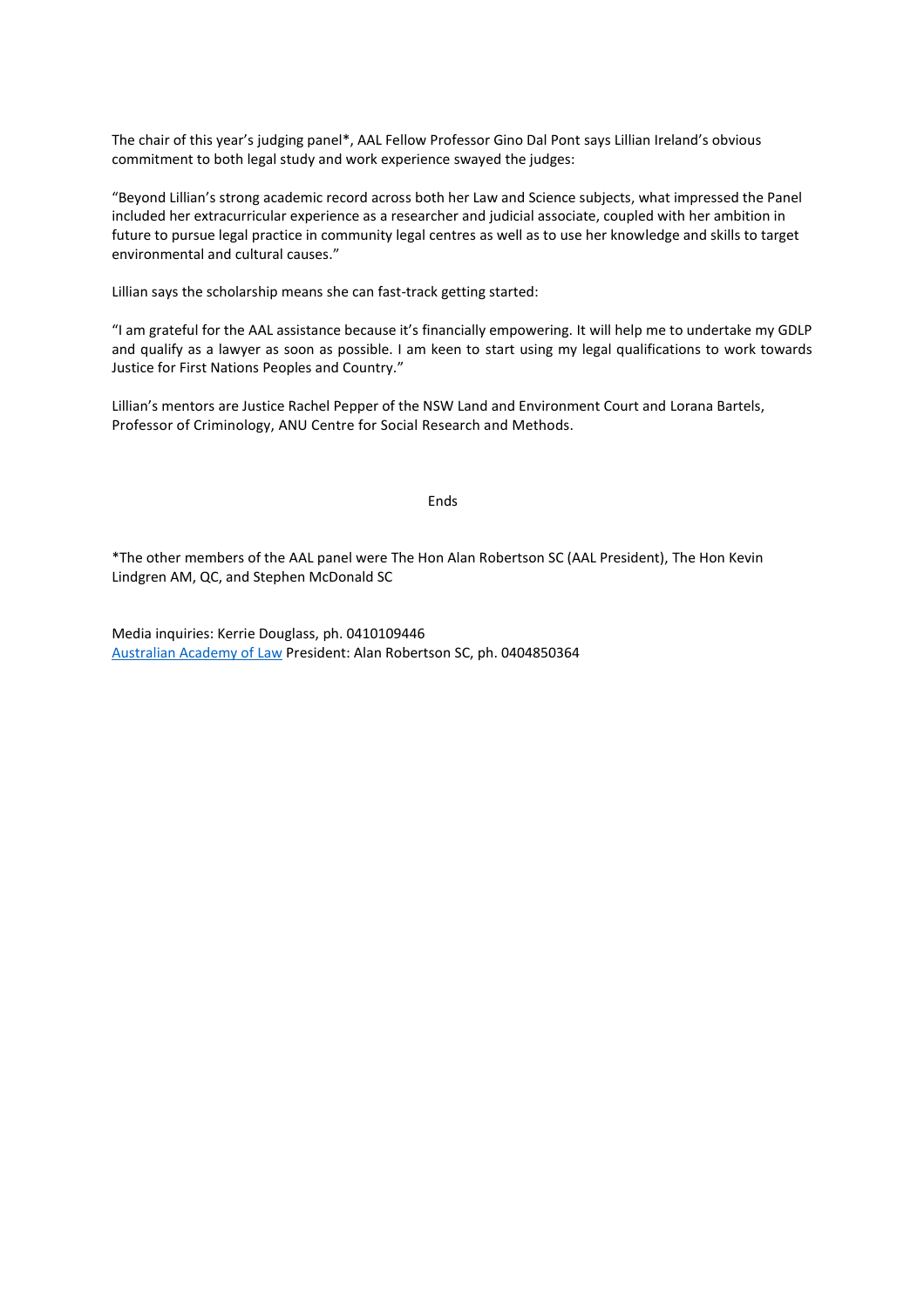The chair of this year's judging panel*, AAL Fellow Professor Gino Dal Pont says Lillian Ireland's obvious commitment to both legal study and work experience swayed the judges:

"Beyond Lillian's strong academic record across both her Law and Science subjects, what impressed the Panel included her extracurricular experience as a researcher and judicial associate, coupled with her ambition in future to pursue legal practice in community legal centres as well as to use her knowledge and skills to target environmental and cultural causes."

Lillian says the scholarship means she can fast-track getting started:

"I am grateful for the AAL assistance because it's financially empowering. It will help me to undertake my GDLP and qualify as a lawyer as soon as possible. I am keen to start using my legal qualifications to work towards Justice for First Nations Peoples and Country."

Lillian's mentors are Justice Rachel Pepper of the NSW Land and Environment Court and Lorana Bartels, Professor of Criminology, ANU Centre for Social Research and Methods.

Ends

*The other members of the AAL panel were The Hon Alan Robertson SC (AAL President), The Hon Kevin Lindgren AM, QC, and Stephen McDonald SC

Media inquiries: Kerrie Douglass, ph. 0410109446
Australian Academy of Law President: Alan Robertson SC, ph. 0404850364